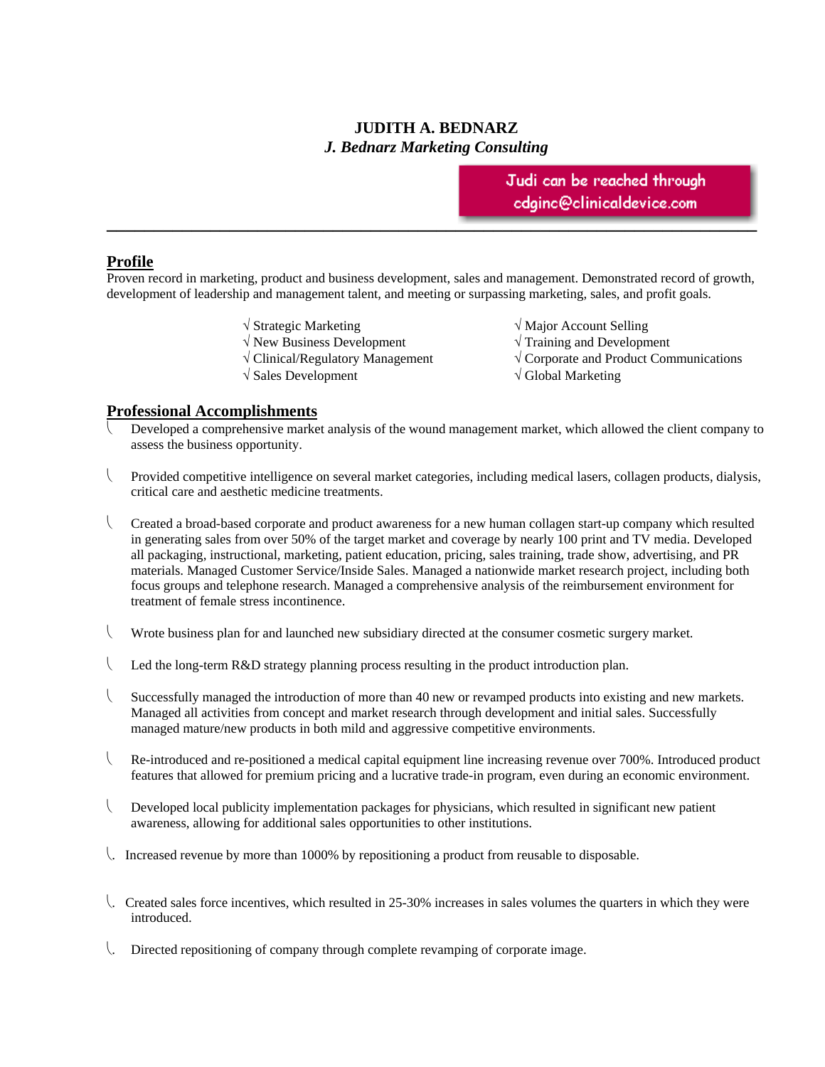# JUDITH A. BEDNARZ

*J. Bednarz Marketing Consulting*

Judi can be reached through cdginc@clinicaldevice.com

---

## Profile

Proven record in marketing, product and business development, sales and management. Demonstrated record of growth, development of leadership and management talent, and meeting or surpassing marketing, sales, and profit goals.

- √ Strategic Marketing
- √ New Business Development
- √ Clinical/Regulatory Management
- √ Sales Development
- √ Major Account Selling
- √ Training and Development
- √ Corporate and Product Communications
- √ Global Marketing

## Professional Accomplishments

- Developed a comprehensive market analysis of the wound management market, which allowed the client company to assess the business opportunity.
- Provided competitive intelligence on several market categories, including medical lasers, collagen products, dialysis, critical care and aesthetic medicine treatments.
- Created a broad-based corporate and product awareness for a new human collagen start-up company which resulted in generating sales from over 50% of the target market and coverage by nearly 100 print and TV media. Developed all packaging, instructional, marketing, patient education, pricing, sales training, trade show, advertising, and PR materials. Managed Customer Service/Inside Sales. Managed a nationwide market research project, including both focus groups and telephone research. Managed a comprehensive analysis of the reimbursement environment for treatment of female stress incontinence.
- Wrote business plan for and launched new subsidiary directed at the consumer cosmetic surgery market.
- Led the long-term R&D strategy planning process resulting in the product introduction plan.
- Successfully managed the introduction of more than 40 new or revamped products into existing and new markets. Managed all activities from concept and market research through development and initial sales. Successfully managed mature/new products in both mild and aggressive competitive environments.
- Re-introduced and re-positioned a medical capital equipment line increasing revenue over 700%. Introduced product features that allowed for premium pricing and a lucrative trade-in program, even during an economic environment.
- Developed local publicity implementation packages for physicians, which resulted in significant new patient awareness, allowing for additional sales opportunities to other institutions.
- Increased revenue by more than 1000% by repositioning a product from reusable to disposable.
- Created sales force incentives, which resulted in 25-30% increases in sales volumes the quarters in which they were introduced.
- Directed repositioning of company through complete revamping of corporate image.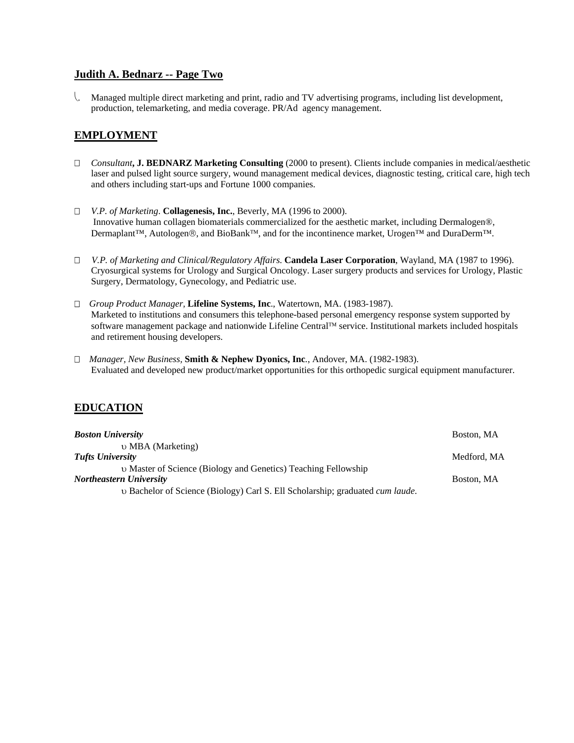- Managed multiple direct marketing and print, radio and TV advertising programs, including list development, production, telemarketing, and media coverage. PR/Ad agency management.

## EMPLOYMENT

- *Consultant*, **J. BEDNARZ Marketing Consulting** (2000 to present). Clients include companies in medical/aesthetic laser and pulsed light source surgery, wound management medical devices, diagnostic testing, critical care, high tech and others including start-ups and Fortune 1000 companies.

- *V.P. of Marketing*. **Collagenesis, Inc.**, Beverly, MA (1996 to 2000).
  Innovative human collagen biomaterials commercialized for the aesthetic market, including Dermalogen®, Dermaplant™, Autologen®, and BioBank™, and for the incontinence market, Urogen™ and DuraDerm™.

- *V.P. of Marketing and Clinical/Regulatory Affairs*. **Candela Laser Corporation**, Wayland, MA (1987 to 1996).
  Cryosurgical systems for Urology and Surgical Oncology. Laser surgery products and services for Urology, Plastic Surgery, Dermatology, Gynecology, and Pediatric use.

- *Group Product Manager*, **Lifeline Systems, Inc**., Watertown, MA. (1983-1987).
  Marketed to institutions and consumers this telephone-based personal emergency response system supported by software management package and nationwide Lifeline Central™ service. Institutional markets included hospitals and retirement housing developers.

- *Manager, New Business*, **Smith & Nephew Dyonics, Inc**., Andover, MA. (1982-1983).
  Evaluated and developed new product/market opportunities for this orthopedic surgical equipment manufacturer.

## EDUCATION

***Boston University*** — Boston, MA
- MBA (Marketing)

***Tufts University*** — Medford, MA
- Master of Science (Biology and Genetics) Teaching Fellowship

***Northeastern University*** — Boston, MA
- Bachelor of Science (Biology) Carl S. Ell Scholarship; graduated *cum laude*.